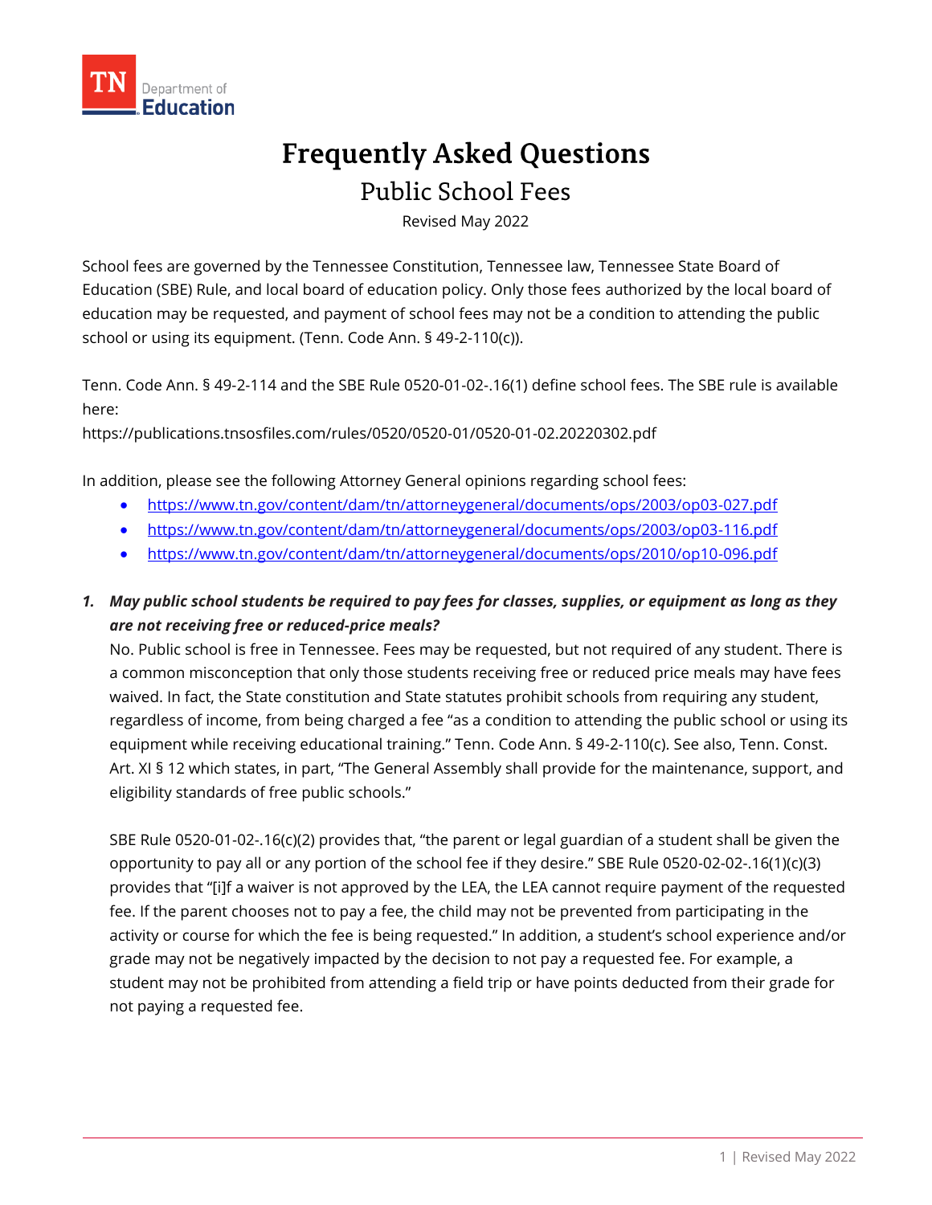# Frequently Asked Questions

## Public School Fees

Revised May 2022

School fees are governed by the Tennessee Constitution, Tennessee law, Tennessee State Board of Education (SBE) Rule, and local board of education policy. Only those fees authorized by the local board of education may be requested, and payment of school fees may not be a condition to attending the public school or using its equipment. (Tenn. Code Ann. § 49-2-110(c)).

Tenn. Code Ann. § 49-2-114 and the SBE Rule 0520-01-02-.16(1) define school fees. The SBE rule is available here:
https://publications.tnsosfiles.com/rules/0520/0520-01/0520-01-02.20220302.pdf

In addition, please see the following Attorney General opinions regarding school fees:

- https://www.tn.gov/content/dam/tn/attorneygeneral/documents/ops/2003/op03-027.pdf
- https://www.tn.gov/content/dam/tn/attorneygeneral/documents/ops/2003/op03-116.pdf
- https://www.tn.gov/content/dam/tn/attorneygeneral/documents/ops/2010/op10-096.pdf

1. ***May public school students be required to pay fees for classes, supplies, or equipment as long as they are not receiving free or reduced-price meals?***

   No. Public school is free in Tennessee. Fees may be requested, but not required of any student. There is a common misconception that only those students receiving free or reduced price meals may have fees waived. In fact, the State constitution and State statutes prohibit schools from requiring any student, regardless of income, from being charged a fee "as a condition to attending the public school or using its equipment while receiving educational training." Tenn. Code Ann. § 49-2-110(c). See also, Tenn. Const. Art. XI § 12 which states, in part, "The General Assembly shall provide for the maintenance, support, and eligibility standards of free public schools."

   SBE Rule 0520-01-02-.16(c)(2) provides that, "the parent or legal guardian of a student shall be given the opportunity to pay all or any portion of the school fee if they desire." SBE Rule 0520-02-02-.16(1)(c)(3) provides that "[i]f a waiver is not approved by the LEA, the LEA cannot require payment of the requested fee. If the parent chooses not to pay a fee, the child may not be prevented from participating in the activity or course for which the fee is being requested." In addition, a student's school experience and/or grade may not be negatively impacted by the decision to not pay a requested fee. For example, a student may not be prohibited from attending a field trip or have points deducted from their grade for not paying a requested fee.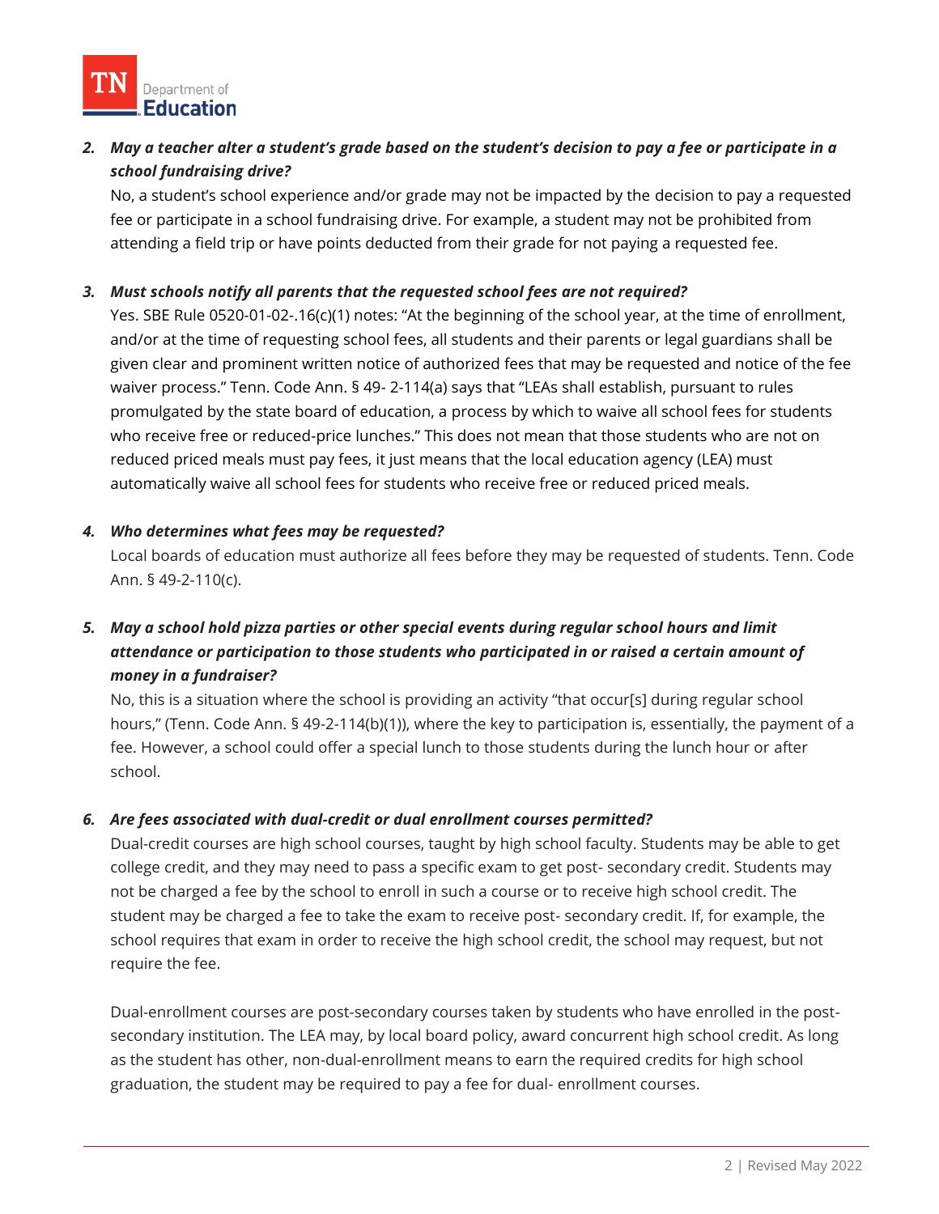2. ***May a teacher alter a student's grade based on the student's decision to pay a fee or participate in a school fundraising drive?***

   No, a student's school experience and/or grade may not be impacted by the decision to pay a requested fee or participate in a school fundraising drive. For example, a student may not be prohibited from attending a field trip or have points deducted from their grade for not paying a requested fee.

3. ***Must schools notify all parents that the requested school fees are not required?***

   Yes. SBE Rule 0520-01-02-.16(c)(1) notes: "At the beginning of the school year, at the time of enrollment, and/or at the time of requesting school fees, all students and their parents or legal guardians shall be given clear and prominent written notice of authorized fees that may be requested and notice of the fee waiver process." Tenn. Code Ann. § 49- 2-114(a) says that "LEAs shall establish, pursuant to rules promulgated by the state board of education, a process by which to waive all school fees for students who receive free or reduced-price lunches." This does not mean that those students who are not on reduced priced meals must pay fees, it just means that the local education agency (LEA) must automatically waive all school fees for students who receive free or reduced priced meals.

4. ***Who determines what fees may be requested?***

   Local boards of education must authorize all fees before they may be requested of students. Tenn. Code Ann. § 49-2-110(c).

5. ***May a school hold pizza parties or other special events during regular school hours and limit attendance or participation to those students who participated in or raised a certain amount of money in a fundraiser?***

   No, this is a situation where the school is providing an activity "that occur[s] during regular school hours," (Tenn. Code Ann. § 49-2-114(b)(1)), where the key to participation is, essentially, the payment of a fee. However, a school could offer a special lunch to those students during the lunch hour or after school.

6. ***Are fees associated with dual-credit or dual enrollment courses permitted?***

   Dual-credit courses are high school courses, taught by high school faculty. Students may be able to get college credit, and they may need to pass a specific exam to get post- secondary credit. Students may not be charged a fee by the school to enroll in such a course or to receive high school credit. The student may be charged a fee to take the exam to receive post- secondary credit. If, for example, the school requires that exam in order to receive the high school credit, the school may request, but not require the fee.

   Dual-enrollment courses are post-secondary courses taken by students who have enrolled in the post-secondary institution. The LEA may, by local board policy, award concurrent high school credit. As long as the student has other, non-dual-enrollment means to earn the required credits for high school graduation, the student may be required to pay a fee for dual- enrollment courses.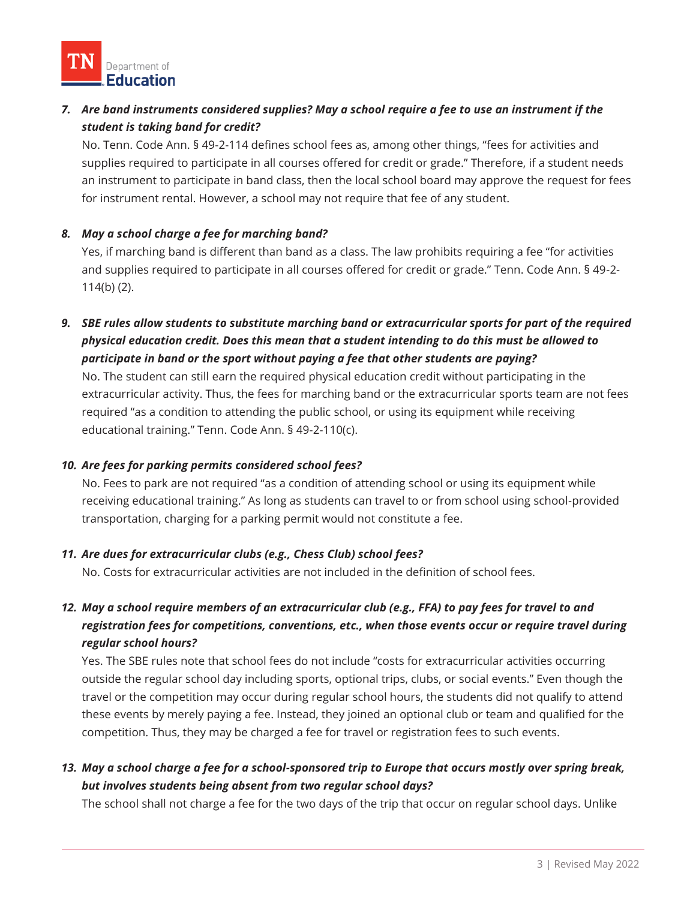7. ***Are band instruments considered supplies? May a school require a fee to use an instrument if the student is taking band for credit?***

   No. Tenn. Code Ann. § 49-2-114 defines school fees as, among other things, "fees for activities and supplies required to participate in all courses offered for credit or grade." Therefore, if a student needs an instrument to participate in band class, then the local school board may approve the request for fees for instrument rental. However, a school may not require that fee of any student.

8. ***May a school charge a fee for marching band?***

   Yes, if marching band is different than band as a class. The law prohibits requiring a fee "for activities and supplies required to participate in all courses offered for credit or grade." Tenn. Code Ann. § 49-2-114(b) (2).

9. ***SBE rules allow students to substitute marching band or extracurricular sports for part of the required physical education credit. Does this mean that a student intending to do this must be allowed to participate in band or the sport without paying a fee that other students are paying?***

   No. The student can still earn the required physical education credit without participating in the extracurricular activity. Thus, the fees for marching band or the extracurricular sports team are not fees required "as a condition to attending the public school, or using its equipment while receiving educational training." Tenn. Code Ann. § 49-2-110(c).

10. ***Are fees for parking permits considered school fees?***

    No. Fees to park are not required "as a condition of attending school or using its equipment while receiving educational training." As long as students can travel to or from school using school-provided transportation, charging for a parking permit would not constitute a fee.

11. ***Are dues for extracurricular clubs (e.g., Chess Club) school fees?***

    No. Costs for extracurricular activities are not included in the definition of school fees.

12. ***May a school require members of an extracurricular club (e.g., FFA) to pay fees for travel to and registration fees for competitions, conventions, etc., when those events occur or require travel during regular school hours?***

    Yes. The SBE rules note that school fees do not include "costs for extracurricular activities occurring outside the regular school day including sports, optional trips, clubs, or social events." Even though the travel or the competition may occur during regular school hours, the students did not qualify to attend these events by merely paying a fee. Instead, they joined an optional club or team and qualified for the competition. Thus, they may be charged a fee for travel or registration fees to such events.

13. ***May a school charge a fee for a school-sponsored trip to Europe that occurs mostly over spring break, but involves students being absent from two regular school days?***

    The school shall not charge a fee for the two days of the trip that occur on regular school days. Unlike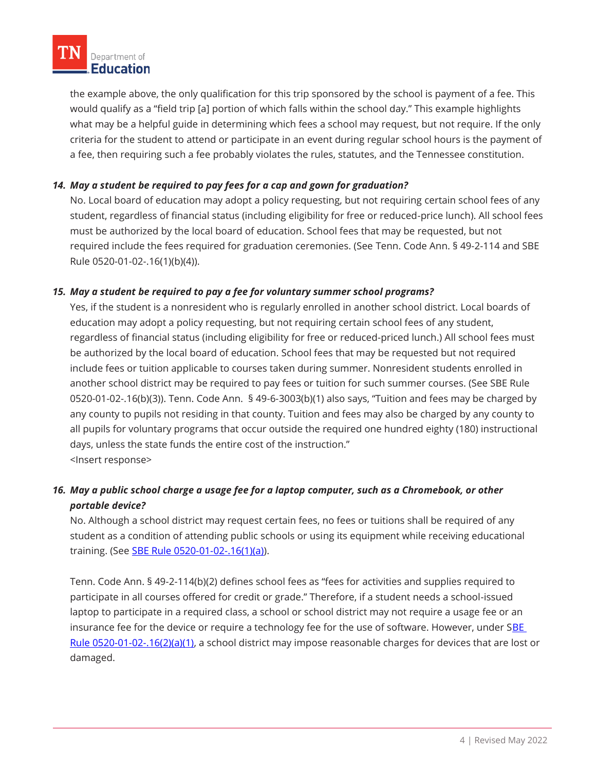the example above, the only qualification for this trip sponsored by the school is payment of a fee. This would qualify as a "field trip [a] portion of which falls within the school day." This example highlights what may be a helpful guide in determining which fees a school may request, but not require. If the only criteria for the student to attend or participate in an event during regular school hours is the payment of a fee, then requiring such a fee probably violates the rules, statutes, and the Tennessee constitution.

14. ***May a student be required to pay fees for a cap and gown for graduation?***

    No. Local board of education may adopt a policy requesting, but not requiring certain school fees of any student, regardless of financial status (including eligibility for free or reduced-price lunch). All school fees must be authorized by the local board of education. School fees that may be requested, but not required include the fees required for graduation ceremonies. (See Tenn. Code Ann. § 49-2-114 and SBE Rule 0520-01-02-.16(1)(b)(4)).

15. ***May a student be required to pay a fee for voluntary summer school programs?***

    Yes, if the student is a nonresident who is regularly enrolled in another school district. Local boards of education may adopt a policy requesting, but not requiring certain school fees of any student, regardless of financial status (including eligibility for free or reduced-priced lunch.) All school fees must be authorized by the local board of education. School fees that may be requested but not required include fees or tuition applicable to courses taken during summer. Nonresident students enrolled in another school district may be required to pay fees or tuition for such summer courses. (See SBE Rule 0520-01-02-.16(b)(3)). Tenn. Code Ann. § 49-6-3003(b)(1) also says, "Tuition and fees may be charged by any county to pupils not residing in that county. Tuition and fees may also be charged by any county to all pupils for voluntary programs that occur outside the required one hundred eighty (180) instructional days, unless the state funds the entire cost of the instruction."
    <Insert response>

16. ***May a public school charge a usage fee for a laptop computer, such as a Chromebook, or other portable device?***

    No. Although a school district may request certain fees, no fees or tuitions shall be required of any student as a condition of attending public schools or using its equipment while receiving educational training. (See SBE Rule 0520-01-02-.16(1)(a)).

    Tenn. Code Ann. § 49-2-114(b)(2) defines school fees as "fees for activities and supplies required to participate in all courses offered for credit or grade." Therefore, if a student needs a school-issued laptop to participate in a required class, a school or school district may not require a usage fee or an insurance fee for the device or require a technology fee for the use of software. However, under SBE Rule 0520-01-02-.16(2)(a)(1), a school district may impose reasonable charges for devices that are lost or damaged.